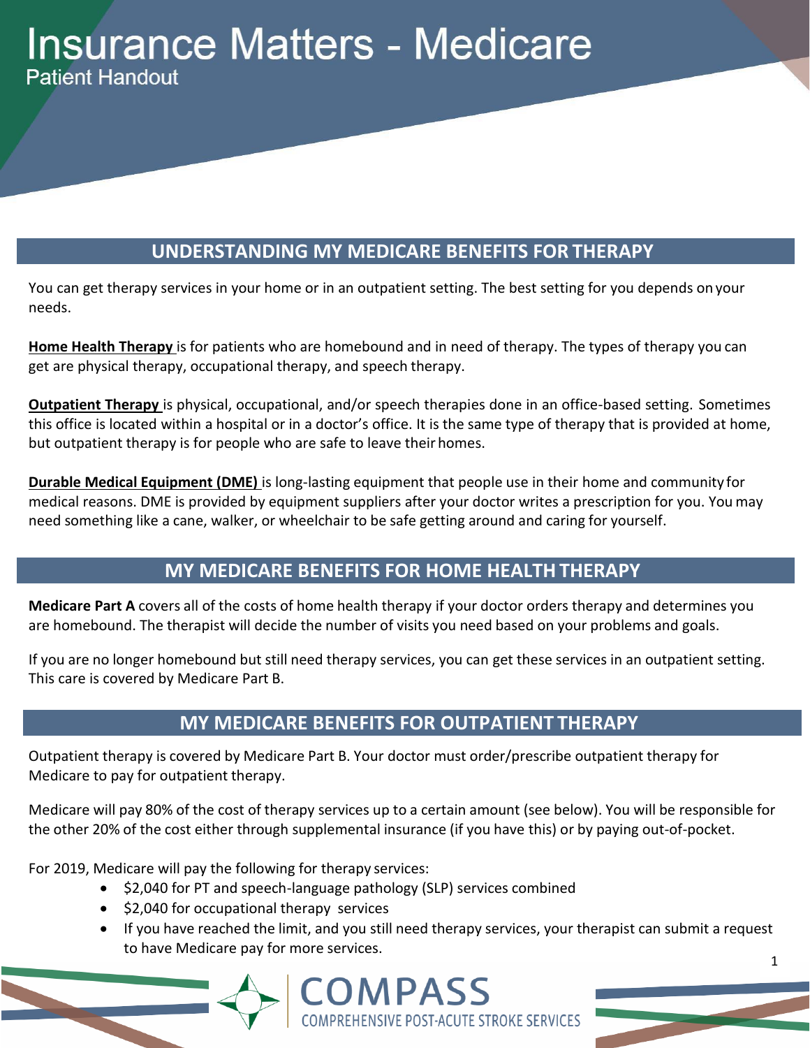# Insurance Matters - Medicare

Patient Handout

## UNDERSTANDING MY MEDICARE BENEFITS FOR THERAPY

You can get therapy services in your home or in an outpatient setting. The best setting for you depends on your needs.

**Home Health Therapy** is for patients who are homebound and in need of therapy. The types of therapy you can get are physical therapy, occupational therapy, and speech therapy.

**Outpatient Therapy** is physical, occupational, and/or speech therapies done in an office-based setting. Sometimes this office is located within a hospital or in a doctor's office. It is the same type of therapy that is provided at home, but outpatient therapy is for people who are safe to leave their homes.

**Durable Medical Equipment (DME)** is long-lasting equipment that people use in their home and community for medical reasons. DME is provided by equipment suppliers after your doctor writes a prescription for you. You may need something like a cane, walker, or wheelchair to be safe getting around and caring for yourself.

## MY MEDICARE BENEFITS FOR HOME HEALTH THERAPY

**Medicare Part A** covers all of the costs of home health therapy if your doctor orders therapy and determines you are homebound. The therapist will decide the number of visits you need based on your problems and goals.

If you are no longer homebound but still need therapy services, you can get these services in an outpatient setting. This care is covered by Medicare Part B.

## MY MEDICARE BENEFITS FOR OUTPATIENT THERAPY

Outpatient therapy is covered by Medicare Part B. Your doctor must order/prescribe outpatient therapy for Medicare to pay for outpatient therapy.

Medicare will pay 80% of the cost of therapy services up to a certain amount (see below). You will be responsible for the other 20% of the cost either through supplemental insurance (if you have this) or by paying out-of-pocket.

For 2019, Medicare will pay the following for therapy services:

- $2,040 for PT and speech-language pathology (SLP) services combined
- $2,040 for occupational therapy services
- If you have reached the limit, and you still need therapy services, your therapist can submit a request to have Medicare pay for more services.

COMPASS
COMPREHENSIVE POST-ACUTE STROKE SERVICES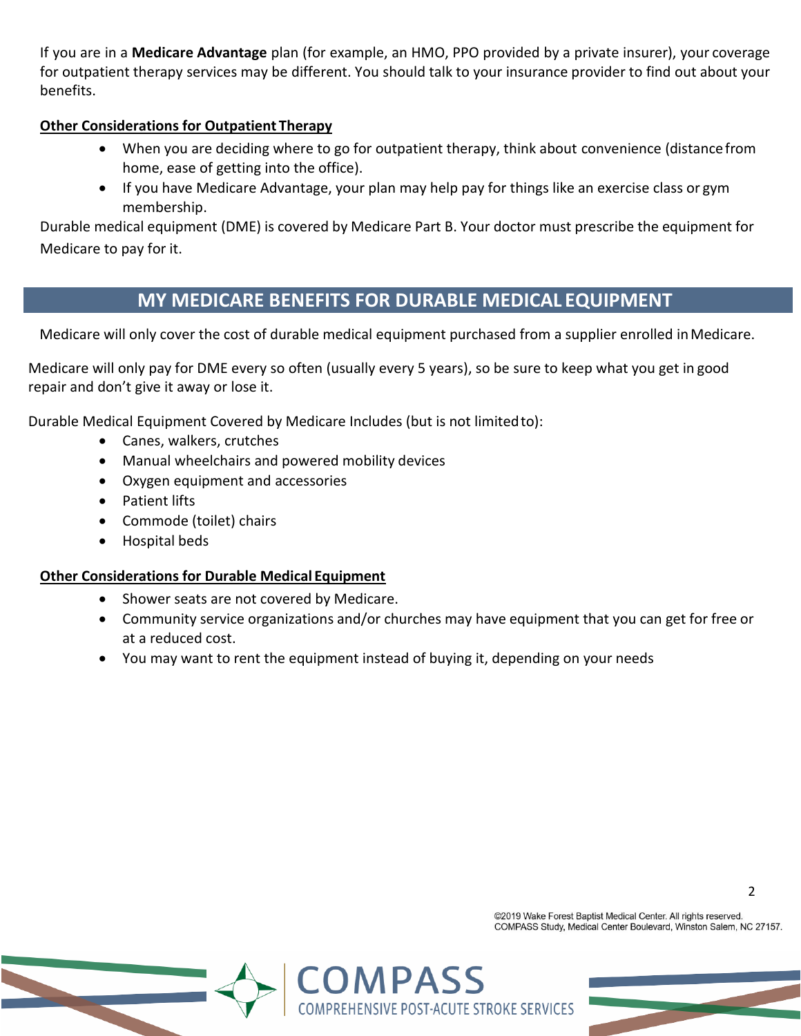If you are in a **Medicare Advantage** plan (for example, an HMO, PPO provided by a private insurer), your coverage for outpatient therapy services may be different. You should talk to your insurance provider to find out about your benefits.

**Other Considerations for Outpatient Therapy**

- When you are deciding where to go for outpatient therapy, think about convenience (distance from home, ease of getting into the office).
- If you have Medicare Advantage, your plan may help pay for things like an exercise class or gym membership.

Durable medical equipment (DME) is covered by Medicare Part B. Your doctor must prescribe the equipment for Medicare to pay for it.

## MY MEDICARE BENEFITS FOR DURABLE MEDICAL EQUIPMENT

Medicare will only cover the cost of durable medical equipment purchased from a supplier enrolled in Medicare.

Medicare will only pay for DME every so often (usually every 5 years), so be sure to keep what you get in good repair and don't give it away or lose it.

Durable Medical Equipment Covered by Medicare Includes (but is not limited to):

- Canes, walkers, crutches
- Manual wheelchairs and powered mobility devices
- Oxygen equipment and accessories
- Patient lifts
- Commode (toilet) chairs
- Hospital beds

**Other Considerations for Durable Medical Equipment**

- Shower seats are not covered by Medicare.
- Community service organizations and/or churches may have equipment that you can get for free or at a reduced cost.
- You may want to rent the equipment instead of buying it, depending on your needs

©2019 Wake Forest Baptist Medical Center. All rights reserved.
COMPASS Study, Medical Center Boulevard, Winston Salem, NC 27157.

COMPASS
COMPREHENSIVE POST-ACUTE STROKE SERVICES